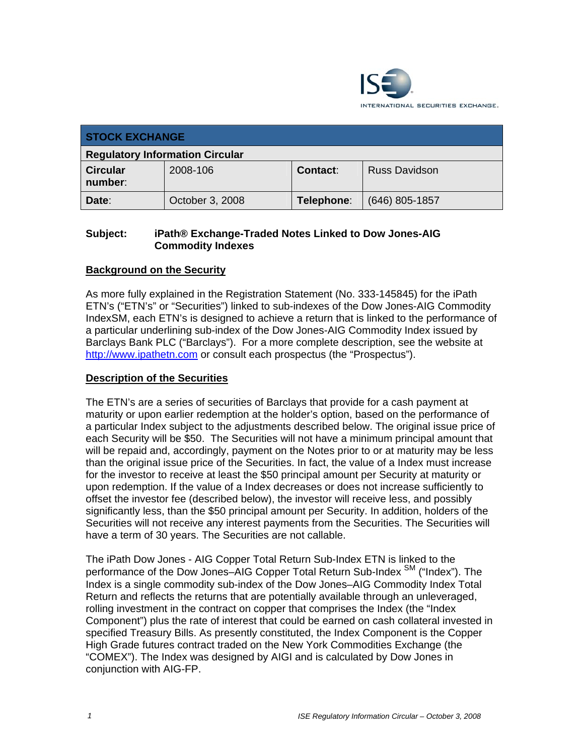ISE INTERNATIONAL SECURITIES EXCHANGE.

| STOCK EXCHANGE | | | |
|---|---|---|---|
| **Regulatory Information Circular** | | | |
| **Circular number:** | 2008-106 | **Contact:** | Russ Davidson |
| **Date:** | October 3, 2008 | **Telephone:** | (646) 805-1857 |

**Subject:** **iPath® Exchange-Traded Notes Linked to Dow Jones-AIG Commodity Indexes**

## Background on the Security

As more fully explained in the Registration Statement (No. 333-145845) for the iPath ETN's ("ETN's" or "Securities") linked to sub-indexes of the Dow Jones-AIG Commodity IndexSM, each ETN's is designed to achieve a return that is linked to the performance of a particular underlining sub-index of the Dow Jones-AIG Commodity Index issued by Barclays Bank PLC ("Barclays"). For a more complete description, see the website at http://www.ipathetn.com or consult each prospectus (the "Prospectus").

## Description of the Securities

The ETN's are a series of securities of Barclays that provide for a cash payment at maturity or upon earlier redemption at the holder's option, based on the performance of a particular Index subject to the adjustments described below. The original issue price of each Security will be $50. The Securities will not have a minimum principal amount that will be repaid and, accordingly, payment on the Notes prior to or at maturity may be less than the original issue price of the Securities. In fact, the value of a Index must increase for the investor to receive at least the $50 principal amount per Security at maturity or upon redemption. If the value of a Index decreases or does not increase sufficiently to offset the investor fee (described below), the investor will receive less, and possibly significantly less, than the $50 principal amount per Security. In addition, holders of the Securities will not receive any interest payments from the Securities. The Securities will have a term of 30 years. The Securities are not callable.

The iPath Dow Jones - AIG Copper Total Return Sub-Index ETN is linked to the performance of the Dow Jones–AIG Copper Total Return Sub-Index SM ("Index"). The Index is a single commodity sub-index of the Dow Jones–AIG Commodity Index Total Return and reflects the returns that are potentially available through an unleveraged, rolling investment in the contract on copper that comprises the Index (the "Index Component") plus the rate of interest that could be earned on cash collateral invested in specified Treasury Bills. As presently constituted, the Index Component is the Copper High Grade futures contract traded on the New York Commodities Exchange (the "COMEX"). The Index was designed by AIGI and is calculated by Dow Jones in conjunction with AIG-FP.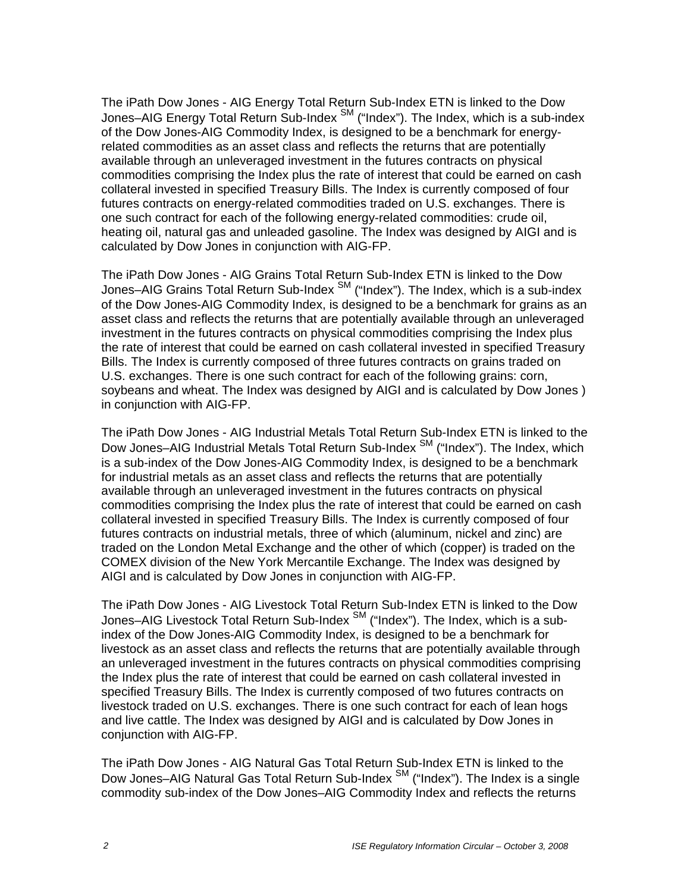The iPath Dow Jones - AIG Energy Total Return Sub-Index ETN is linked to the Dow Jones–AIG Energy Total Return Sub-Index SM ("Index"). The Index, which is a sub-index of the Dow Jones-AIG Commodity Index, is designed to be a benchmark for energy-related commodities as an asset class and reflects the returns that are potentially available through an unleveraged investment in the futures contracts on physical commodities comprising the Index plus the rate of interest that could be earned on cash collateral invested in specified Treasury Bills. The Index is currently composed of four futures contracts on energy-related commodities traded on U.S. exchanges. There is one such contract for each of the following energy-related commodities: crude oil, heating oil, natural gas and unleaded gasoline. The Index was designed by AIGI and is calculated by Dow Jones in conjunction with AIG-FP.

The iPath Dow Jones - AIG Grains Total Return Sub-Index ETN is linked to the Dow Jones–AIG Grains Total Return Sub-Index SM ("Index"). The Index, which is a sub-index of the Dow Jones-AIG Commodity Index, is designed to be a benchmark for grains as an asset class and reflects the returns that are potentially available through an unleveraged investment in the futures contracts on physical commodities comprising the Index plus the rate of interest that could be earned on cash collateral invested in specified Treasury Bills. The Index is currently composed of three futures contracts on grains traded on U.S. exchanges. There is one such contract for each of the following grains: corn, soybeans and wheat. The Index was designed by AIGI and is calculated by Dow Jones ) in conjunction with AIG-FP.

The iPath Dow Jones - AIG Industrial Metals Total Return Sub-Index ETN is linked to the Dow Jones–AIG Industrial Metals Total Return Sub-Index SM ("Index"). The Index, which is a sub-index of the Dow Jones-AIG Commodity Index, is designed to be a benchmark for industrial metals as an asset class and reflects the returns that are potentially available through an unleveraged investment in the futures contracts on physical commodities comprising the Index plus the rate of interest that could be earned on cash collateral invested in specified Treasury Bills. The Index is currently composed of four futures contracts on industrial metals, three of which (aluminum, nickel and zinc) are traded on the London Metal Exchange and the other of which (copper) is traded on the COMEX division of the New York Mercantile Exchange. The Index was designed by AIGI and is calculated by Dow Jones in conjunction with AIG-FP.

The iPath Dow Jones - AIG Livestock Total Return Sub-Index ETN is linked to the Dow Jones–AIG Livestock Total Return Sub-Index SM ("Index"). The Index, which is a sub-index of the Dow Jones-AIG Commodity Index, is designed to be a benchmark for livestock as an asset class and reflects the returns that are potentially available through an unleveraged investment in the futures contracts on physical commodities comprising the Index plus the rate of interest that could be earned on cash collateral invested in specified Treasury Bills. The Index is currently composed of two futures contracts on livestock traded on U.S. exchanges. There is one such contract for each of lean hogs and live cattle. The Index was designed by AIGI and is calculated by Dow Jones in conjunction with AIG-FP.

The iPath Dow Jones - AIG Natural Gas Total Return Sub-Index ETN is linked to the Dow Jones–AIG Natural Gas Total Return Sub-Index SM ("Index"). The Index is a single commodity sub-index of the Dow Jones–AIG Commodity Index and reflects the returns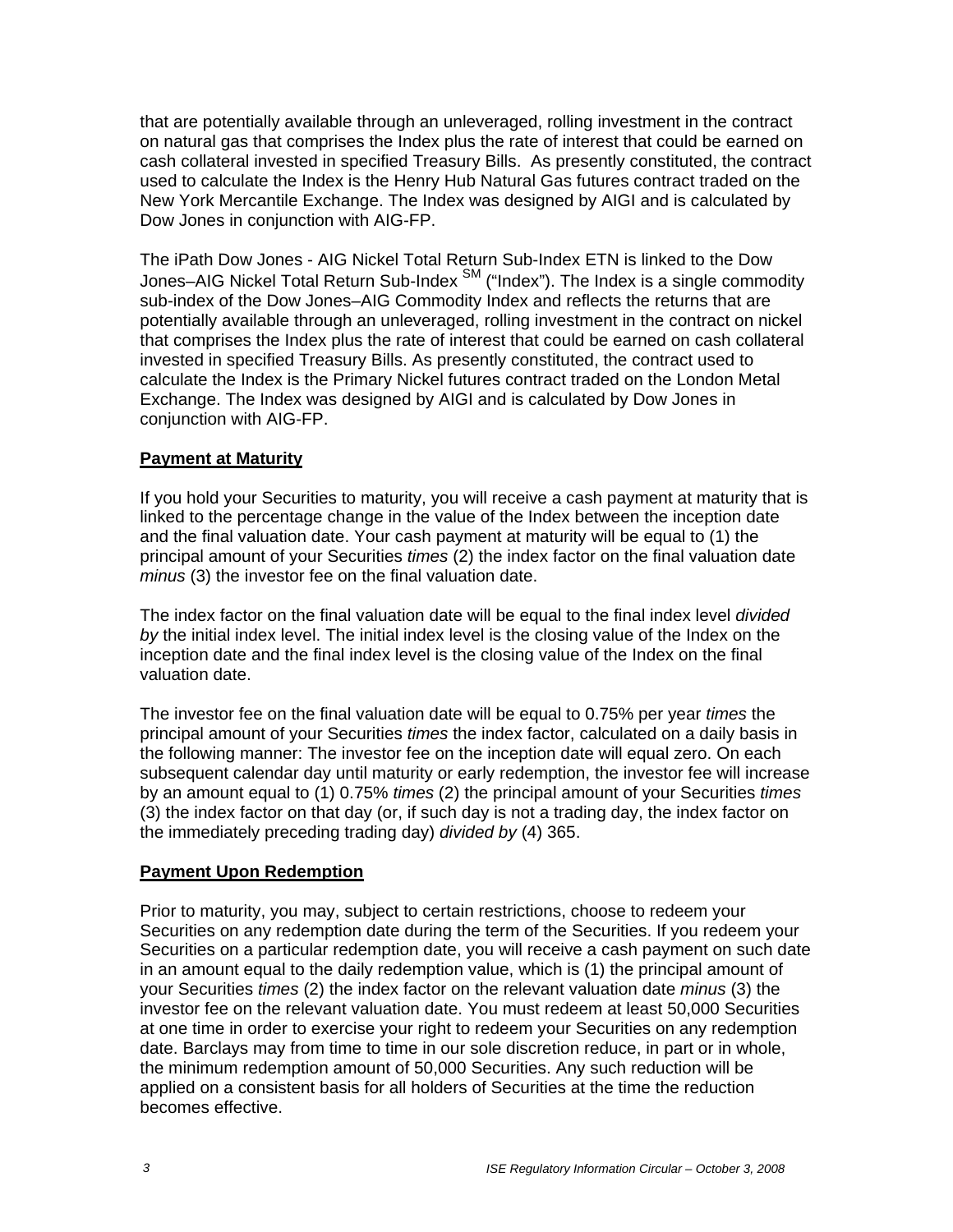that are potentially available through an unleveraged, rolling investment in the contract on natural gas that comprises the Index plus the rate of interest that could be earned on cash collateral invested in specified Treasury Bills. As presently constituted, the contract used to calculate the Index is the Henry Hub Natural Gas futures contract traded on the New York Mercantile Exchange. The Index was designed by AIGI and is calculated by Dow Jones in conjunction with AIG-FP.

The iPath Dow Jones - AIG Nickel Total Return Sub-Index ETN is linked to the Dow Jones–AIG Nickel Total Return Sub-Index SM ("Index"). The Index is a single commodity sub-index of the Dow Jones–AIG Commodity Index and reflects the returns that are potentially available through an unleveraged, rolling investment in the contract on nickel that comprises the Index plus the rate of interest that could be earned on cash collateral invested in specified Treasury Bills. As presently constituted, the contract used to calculate the Index is the Primary Nickel futures contract traded on the London Metal Exchange. The Index was designed by AIGI and is calculated by Dow Jones in conjunction with AIG-FP.

**Payment at Maturity**

If you hold your Securities to maturity, you will receive a cash payment at maturity that is linked to the percentage change in the value of the Index between the inception date and the final valuation date. Your cash payment at maturity will be equal to (1) the principal amount of your Securities *times* (2) the index factor on the final valuation date *minus* (3) the investor fee on the final valuation date.

The index factor on the final valuation date will be equal to the final index level *divided by* the initial index level. The initial index level is the closing value of the Index on the inception date and the final index level is the closing value of the Index on the final valuation date.

The investor fee on the final valuation date will be equal to 0.75% per year *times* the principal amount of your Securities *times* the index factor, calculated on a daily basis in the following manner: The investor fee on the inception date will equal zero. On each subsequent calendar day until maturity or early redemption, the investor fee will increase by an amount equal to (1) 0.75% *times* (2) the principal amount of your Securities *times* (3) the index factor on that day (or, if such day is not a trading day, the index factor on the immediately preceding trading day) *divided by* (4) 365.

**Payment Upon Redemption**

Prior to maturity, you may, subject to certain restrictions, choose to redeem your Securities on any redemption date during the term of the Securities. If you redeem your Securities on a particular redemption date, you will receive a cash payment on such date in an amount equal to the daily redemption value, which is (1) the principal amount of your Securities *times* (2) the index factor on the relevant valuation date *minus* (3) the investor fee on the relevant valuation date. You must redeem at least 50,000 Securities at one time in order to exercise your right to redeem your Securities on any redemption date. Barclays may from time to time in our sole discretion reduce, in part or in whole, the minimum redemption amount of 50,000 Securities. Any such reduction will be applied on a consistent basis for all holders of Securities at the time the reduction becomes effective.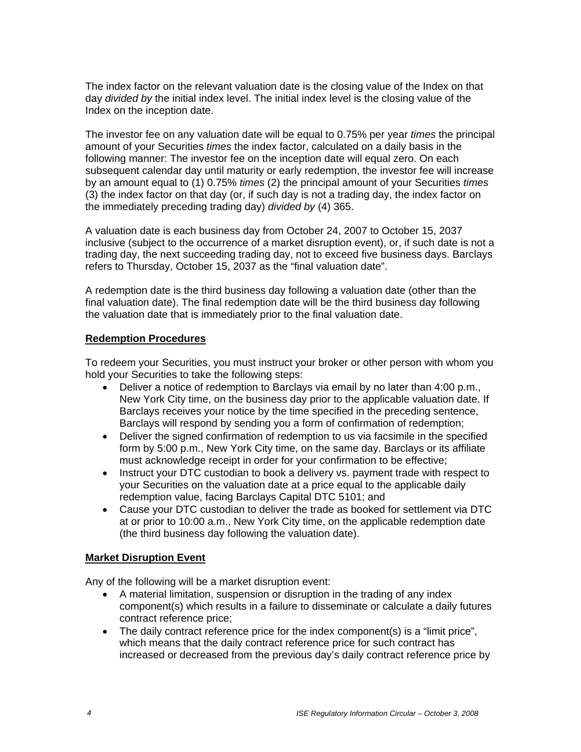The index factor on the relevant valuation date is the closing value of the Index on that day *divided by* the initial index level. The initial index level is the closing value of the Index on the inception date.

The investor fee on any valuation date will be equal to 0.75% per year *times* the principal amount of your Securities *times* the index factor, calculated on a daily basis in the following manner: The investor fee on the inception date will equal zero. On each subsequent calendar day until maturity or early redemption, the investor fee will increase by an amount equal to (1) 0.75% *times* (2) the principal amount of your Securities *times* (3) the index factor on that day (or, if such day is not a trading day, the index factor on the immediately preceding trading day) *divided by* (4) 365.

A valuation date is each business day from October 24, 2007 to October 15, 2037 inclusive (subject to the occurrence of a market disruption event), or, if such date is not a trading day, the next succeeding trading day, not to exceed five business days. Barclays refers to Thursday, October 15, 2037 as the "final valuation date".

A redemption date is the third business day following a valuation date (other than the final valuation date). The final redemption date will be the third business day following the valuation date that is immediately prior to the final valuation date.

**Redemption Procedures**

To redeem your Securities, you must instruct your broker or other person with whom you hold your Securities to take the following steps:

- Deliver a notice of redemption to Barclays via email by no later than 4:00 p.m., New York City time, on the business day prior to the applicable valuation date. If Barclays receives your notice by the time specified in the preceding sentence, Barclays will respond by sending you a form of confirmation of redemption;
- Deliver the signed confirmation of redemption to us via facsimile in the specified form by 5:00 p.m., New York City time, on the same day. Barclays or its affiliate must acknowledge receipt in order for your confirmation to be effective;
- Instruct your DTC custodian to book a delivery vs. payment trade with respect to your Securities on the valuation date at a price equal to the applicable daily redemption value, facing Barclays Capital DTC 5101; and
- Cause your DTC custodian to deliver the trade as booked for settlement via DTC at or prior to 10:00 a.m., New York City time, on the applicable redemption date (the third business day following the valuation date).

**Market Disruption Event**

Any of the following will be a market disruption event:

- A material limitation, suspension or disruption in the trading of any index component(s) which results in a failure to disseminate or calculate a daily futures contract reference price;
- The daily contract reference price for the index component(s) is a "limit price", which means that the daily contract reference price for such contract has increased or decreased from the previous day's daily contract reference price by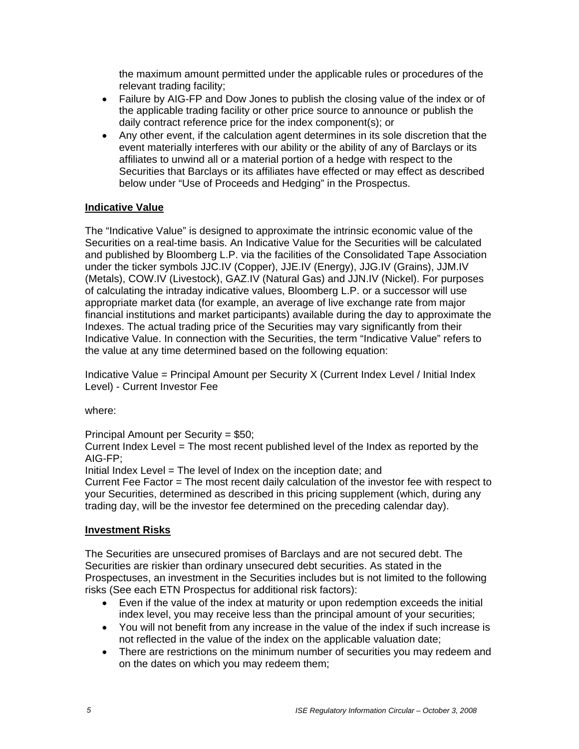the maximum amount permitted under the applicable rules or procedures of the relevant trading facility;

- Failure by AIG-FP and Dow Jones to publish the closing value of the index or of the applicable trading facility or other price source to announce or publish the daily contract reference price for the index component(s); or
- Any other event, if the calculation agent determines in its sole discretion that the event materially interferes with our ability or the ability of any of Barclays or its affiliates to unwind all or a material portion of a hedge with respect to the Securities that Barclays or its affiliates have effected or may effect as described below under "Use of Proceeds and Hedging" in the Prospectus.

**Indicative Value**

The "Indicative Value" is designed to approximate the intrinsic economic value of the Securities on a real-time basis. An Indicative Value for the Securities will be calculated and published by Bloomberg L.P. via the facilities of the Consolidated Tape Association under the ticker symbols JJC.IV (Copper), JJE.IV (Energy), JJG.IV (Grains), JJM.IV (Metals), COW.IV (Livestock), GAZ.IV (Natural Gas) and JJN.IV (Nickel). For purposes of calculating the intraday indicative values, Bloomberg L.P. or a successor will use appropriate market data (for example, an average of live exchange rate from major financial institutions and market participants) available during the day to approximate the Indexes. The actual trading price of the Securities may vary significantly from their Indicative Value. In connection with the Securities, the term "Indicative Value" refers to the value at any time determined based on the following equation:

Indicative Value = Principal Amount per Security X (Current Index Level / Initial Index Level) - Current Investor Fee

where:

Principal Amount per Security = $50;
Current Index Level = The most recent published level of the Index as reported by the AIG-FP;
Initial Index Level = The level of Index on the inception date; and
Current Fee Factor = The most recent daily calculation of the investor fee with respect to your Securities, determined as described in this pricing supplement (which, during any trading day, will be the investor fee determined on the preceding calendar day).

**Investment Risks**

The Securities are unsecured promises of Barclays and are not secured debt. The Securities are riskier than ordinary unsecured debt securities. As stated in the Prospectuses, an investment in the Securities includes but is not limited to the following risks (See each ETN Prospectus for additional risk factors):

- Even if the value of the index at maturity or upon redemption exceeds the initial index level, you may receive less than the principal amount of your securities;
- You will not benefit from any increase in the value of the index if such increase is not reflected in the value of the index on the applicable valuation date;
- There are restrictions on the minimum number of securities you may redeem and on the dates on which you may redeem them;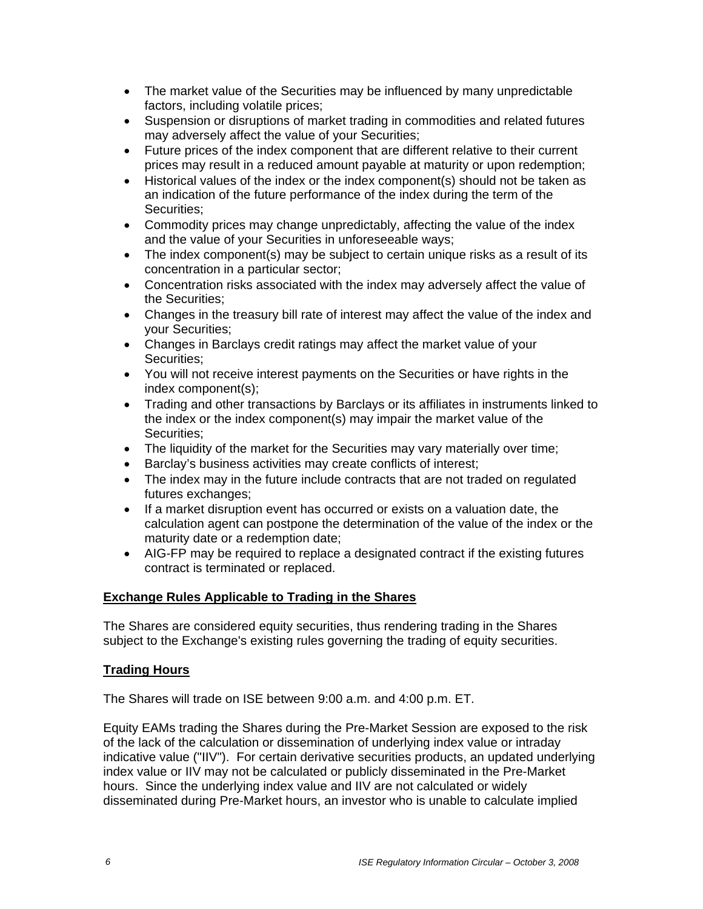- The market value of the Securities may be influenced by many unpredictable factors, including volatile prices;
- Suspension or disruptions of market trading in commodities and related futures may adversely affect the value of your Securities;
- Future prices of the index component that are different relative to their current prices may result in a reduced amount payable at maturity or upon redemption;
- Historical values of the index or the index component(s) should not be taken as an indication of the future performance of the index during the term of the Securities;
- Commodity prices may change unpredictably, affecting the value of the index and the value of your Securities in unforeseeable ways;
- The index component(s) may be subject to certain unique risks as a result of its concentration in a particular sector;
- Concentration risks associated with the index may adversely affect the value of the Securities;
- Changes in the treasury bill rate of interest may affect the value of the index and your Securities;
- Changes in Barclays credit ratings may affect the market value of your Securities;
- You will not receive interest payments on the Securities or have rights in the index component(s);
- Trading and other transactions by Barclays or its affiliates in instruments linked to the index or the index component(s) may impair the market value of the Securities;
- The liquidity of the market for the Securities may vary materially over time;
- Barclay's business activities may create conflicts of interest;
- The index may in the future include contracts that are not traded on regulated futures exchanges;
- If a market disruption event has occurred or exists on a valuation date, the calculation agent can postpone the determination of the value of the index or the maturity date or a redemption date;
- AIG-FP may be required to replace a designated contract if the existing futures contract is terminated or replaced.

**Exchange Rules Applicable to Trading in the Shares**

The Shares are considered equity securities, thus rendering trading in the Shares subject to the Exchange's existing rules governing the trading of equity securities.

**Trading Hours**

The Shares will trade on ISE between 9:00 a.m. and 4:00 p.m. ET.

Equity EAMs trading the Shares during the Pre-Market Session are exposed to the risk of the lack of the calculation or dissemination of underlying index value or intraday indicative value ("IIV"). For certain derivative securities products, an updated underlying index value or IIV may not be calculated or publicly disseminated in the Pre-Market hours. Since the underlying index value and IIV are not calculated or widely disseminated during Pre-Market hours, an investor who is unable to calculate implied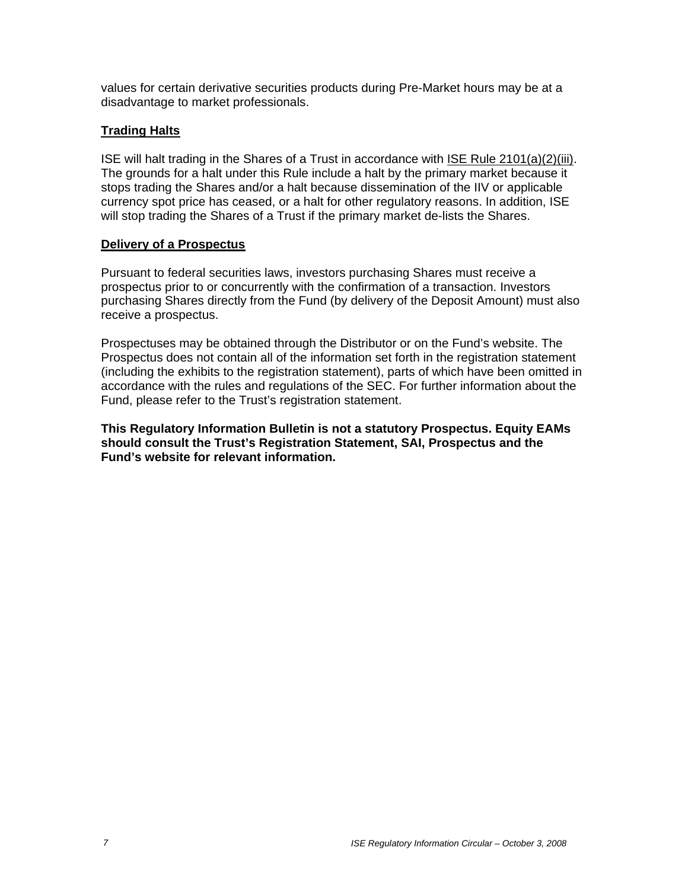values for certain derivative securities products during Pre-Market hours may be at a disadvantage to market professionals.

## Trading Halts

ISE will halt trading in the Shares of a Trust in accordance with ISE Rule 2101(a)(2)(iii). The grounds for a halt under this Rule include a halt by the primary market because it stops trading the Shares and/or a halt because dissemination of the IIV or applicable currency spot price has ceased, or a halt for other regulatory reasons. In addition, ISE will stop trading the Shares of a Trust if the primary market de-lists the Shares.

## Delivery of a Prospectus

Pursuant to federal securities laws, investors purchasing Shares must receive a prospectus prior to or concurrently with the confirmation of a transaction. Investors purchasing Shares directly from the Fund (by delivery of the Deposit Amount) must also receive a prospectus.

Prospectuses may be obtained through the Distributor or on the Fund's website. The Prospectus does not contain all of the information set forth in the registration statement (including the exhibits to the registration statement), parts of which have been omitted in accordance with the rules and regulations of the SEC. For further information about the Fund, please refer to the Trust's registration statement.

**This Regulatory Information Bulletin is not a statutory Prospectus. Equity EAMs should consult the Trust's Registration Statement, SAI, Prospectus and the Fund's website for relevant information.**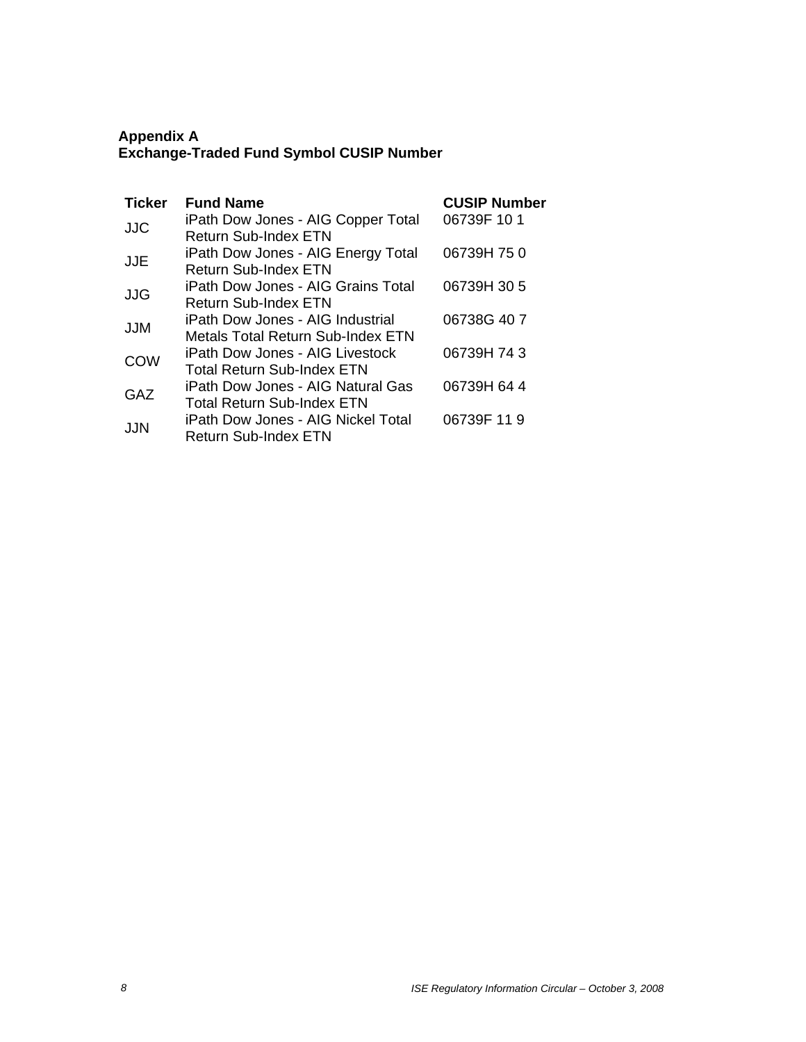**Appendix A**
**Exchange-Traded Fund Symbol CUSIP Number**

| Ticker | Fund Name | CUSIP Number |
|---|---|---|
| JJC | iPath Dow Jones - AIG Copper Total Return Sub-Index ETN | 06739F 10 1 |
| JJE | iPath Dow Jones - AIG Energy Total Return Sub-Index ETN | 06739H 75 0 |
| JJG | iPath Dow Jones - AIG Grains Total Return Sub-Index ETN | 06739H 30 5 |
| JJM | iPath Dow Jones - AIG Industrial Metals Total Return Sub-Index ETN | 06738G 40 7 |
| COW | iPath Dow Jones - AIG Livestock Total Return Sub-Index ETN | 06739H 74 3 |
| GAZ | iPath Dow Jones - AIG Natural Gas Total Return Sub-Index ETN | 06739H 64 4 |
| JJN | iPath Dow Jones - AIG Nickel Total Return Sub-Index ETN | 06739F 11 9 |